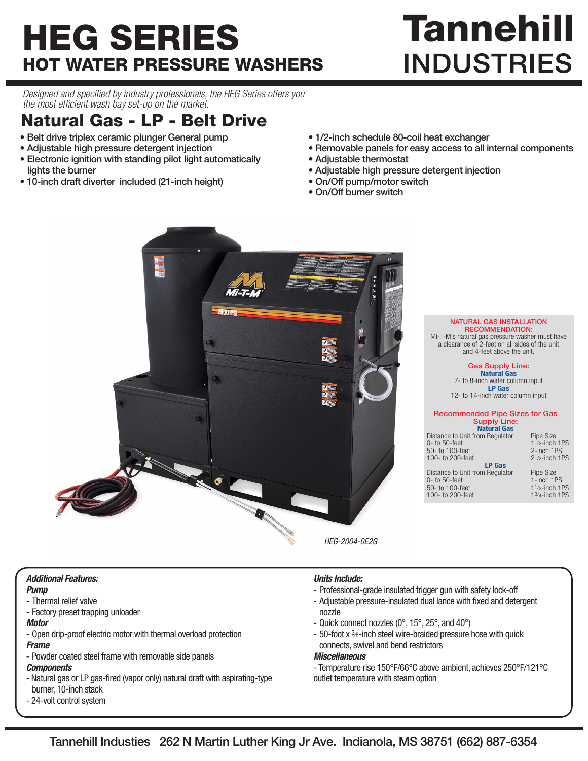# HEG SERIES

## HOT WATER PRESSURE WASHERS

**Tannehill INDUSTRIES**

*Designed and specified by industry professionals, the HEG Series offers you the most efficient wash bay set-up on the market.*

## Natural Gas - LP - Belt Drive

- Belt drive triplex ceramic plunger General pump
- Adjustable high pressure detergent injection
- Electronic ignition with standing pilot light automatically lights the burner
- 10-inch draft diverter included (21-inch height)
- 1/2-inch schedule 80-coil heat exchanger
- Removable panels for easy access to all internal components
- Adjustable thermostat
- Adjustable high pressure detergent injection
- On/Off pump/motor switch
- On/Off burner switch

HEG-2004-0E2G

**NATURAL GAS INSTALLATION RECOMMENDATION:**
Mi-T-M's natural gas pressure washer must have a clearance of 2-feet on all sides of the unit and 4-feet above the unit.

**Gas Supply Line:**
**Natural Gas**
7- to 8-inch water column input
**LP Gas**
12- to 14-inch water column input

**Recommended Pipe Sizes for Gas Supply Line:**

**Natural Gas**

| Distance to Unit from Regulator | Pipe Size |
|---|---|
| 0- to 50-feet | 1 1/2-inch 1PS |
| 50- to 100-feet | 2-inch 1PS |
| 100- to 200-feet | 2 1/2-inch 1PS |

**LP Gas**

| Distance to Unit from Regulator | Pipe Size |
|---|---|
| 0- to 50-feet | 1-inch 1PS |
| 50- to 100-feet | 1 1/2-inch 1PS |
| 100- to 200-feet | 1 3/4-inch 1PS |

***Additional Features:***

***Pump***
- Thermal relief valve
- Factory preset trapping unloader

***Motor***
- Open drip-proof electric motor with thermal overload protection

***Frame***
- Powder coated steel frame with removable side panels

***Components***
- Natural gas or LP gas-fired (vapor only) natural draft with aspirating-type burner, 10-inch stack
- 24-volt control system

***Units Include:***
- Professional-grade insulated trigger gun with safety lock-off
- Adjustable pressure-insulated dual lance with fixed and detergent nozzle
- Quick connect nozzles (0°, 15°, 25°, and 40°)
- 50-foot x 3/8-inch steel wire-braided pressure hose with quick connects, swivel and bend restrictors

***Miscellaneous***
- Temperature rise 150°F/66°C above ambient, achieves 250°F/121°C outlet temperature with steam option

Tannehill Industies 262 N Martin Luther King Jr Ave. Indianola, MS 38751 (662) 887-6354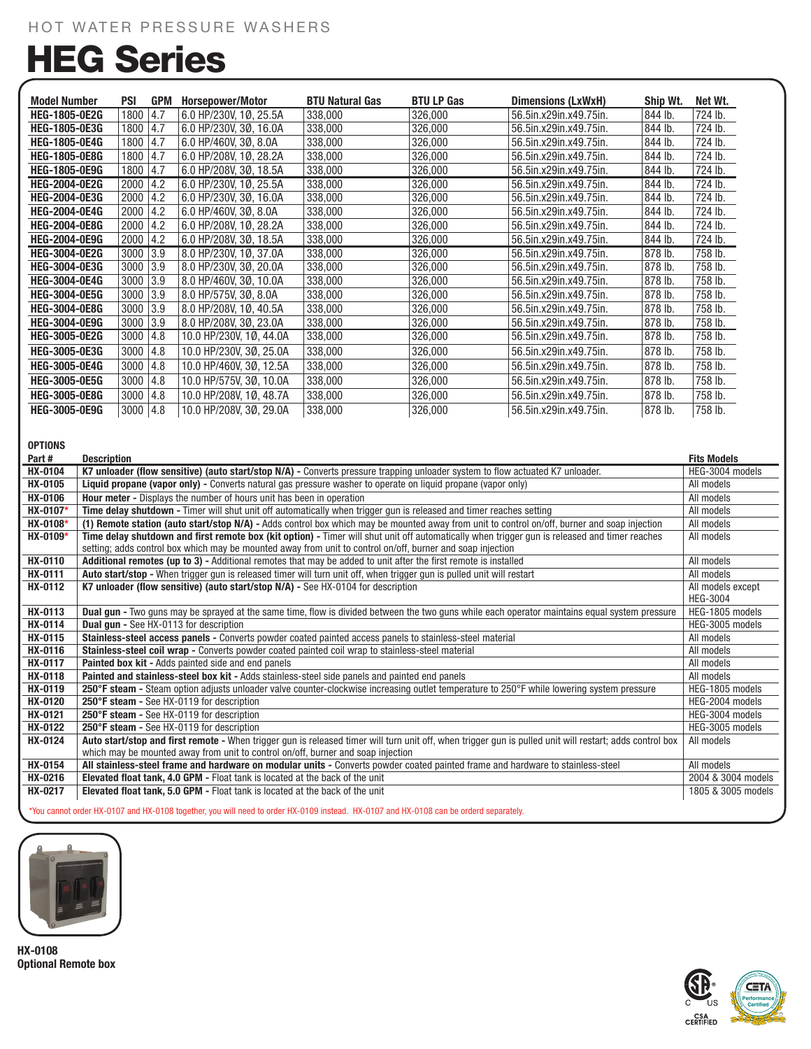HOT WATER PRESSURE WASHERS

# HEG Series

| Model Number | PSI | GPM | Horsepower/Motor | BTU Natural Gas | BTU LP Gas | Dimensions (LxWxH) | Ship Wt. | Net Wt. |
|---|---|---|---|---|---|---|---|---|
| HEG-1805-0E2G | 1800 | 4.7 | 6.0 HP/230V, 1Ø, 25.5A | 338,000 | 326,000 | 56.5in.x29in.x49.75in. | 844 lb. | 724 lb. |
| HEG-1805-0E3G | 1800 | 4.7 | 6.0 HP/230V, 3Ø, 16.0A | 338,000 | 326,000 | 56.5in.x29in.x49.75in. | 844 lb. | 724 lb. |
| HEG-1805-0E4G | 1800 | 4.7 | 6.0 HP/460V, 3Ø, 8.0A | 338,000 | 326,000 | 56.5in.x29in.x49.75in. | 844 lb. | 724 lb. |
| HEG-1805-0E8G | 1800 | 4.7 | 6.0 HP/208V, 1Ø, 28.2A | 338,000 | 326,000 | 56.5in.x29in.x49.75in. | 844 lb. | 724 lb. |
| HEG-1805-0E9G | 1800 | 4.7 | 6.0 HP/208V, 3Ø, 18.5A | 338,000 | 326,000 | 56.5in.x29in.x49.75in. | 844 lb. | 724 lb. |
| HEG-2004-0E2G | 2000 | 4.2 | 6.0 HP/230V, 1Ø, 25.5A | 338,000 | 326,000 | 56.5in.x29in.x49.75in. | 844 lb. | 724 lb. |
| HEG-2004-0E3G | 2000 | 4.2 | 6.0 HP/230V, 3Ø, 16.0A | 338,000 | 326,000 | 56.5in.x29in.x49.75in. | 844 lb. | 724 lb. |
| HEG-2004-0E4G | 2000 | 4.2 | 6.0 HP/460V, 3Ø, 8.0A | 338,000 | 326,000 | 56.5in.x29in.x49.75in. | 844 lb. | 724 lb. |
| HEG-2004-0E8G | 2000 | 4.2 | 6.0 HP/208V, 1Ø, 28.2A | 338,000 | 326,000 | 56.5in.x29in.x49.75in. | 844 lb. | 724 lb. |
| HEG-2004-0E9G | 2000 | 4.2 | 6.0 HP/208V, 3Ø, 18.5A | 338,000 | 326,000 | 56.5in.x29in.x49.75in. | 844 lb. | 724 lb. |
| HEG-3004-0E2G | 3000 | 3.9 | 8.0 HP/230V, 1Ø, 37.0A | 338,000 | 326,000 | 56.5in.x29in.x49.75in. | 878 lb. | 758 lb. |
| HEG-3004-0E3G | 3000 | 3.9 | 8.0 HP/230V, 3Ø, 20.0A | 338,000 | 326,000 | 56.5in.x29in.x49.75in. | 878 lb. | 758 lb. |
| HEG-3004-0E4G | 3000 | 3.9 | 8.0 HP/460V, 3Ø, 10.0A | 338,000 | 326,000 | 56.5in.x29in.x49.75in. | 878 lb. | 758 lb. |
| HEG-3004-0E5G | 3000 | 3.9 | 8.0 HP/575V, 3Ø, 8.0A | 338,000 | 326,000 | 56.5in.x29in.x49.75in. | 878 lb. | 758 lb. |
| HEG-3004-0E8G | 3000 | 3.9 | 8.0 HP/208V, 1Ø, 40.5A | 338,000 | 326,000 | 56.5in.x29in.x49.75in. | 878 lb. | 758 lb. |
| HEG-3004-0E9G | 3000 | 3.9 | 8.0 HP/208V, 3Ø, 23.0A | 338,000 | 326,000 | 56.5in.x29in.x49.75in. | 878 lb. | 758 lb. |
| HEG-3005-0E2G | 3000 | 4.8 | 10.0 HP/230V, 1Ø, 44.0A | 338,000 | 326,000 | 56.5in.x29in.x49.75in. | 878 lb. | 758 lb. |
| HEG-3005-0E3G | 3000 | 4.8 | 10.0 HP/230V, 3Ø, 25.0A | 338,000 | 326,000 | 56.5in.x29in.x49.75in. | 878 lb. | 758 lb. |
| HEG-3005-0E4G | 3000 | 4.8 | 10.0 HP/460V, 3Ø, 12.5A | 338,000 | 326,000 | 56.5in.x29in.x49.75in. | 878 lb. | 758 lb. |
| HEG-3005-0E5G | 3000 | 4.8 | 10.0 HP/575V, 3Ø, 10.0A | 338,000 | 326,000 | 56.5in.x29in.x49.75in. | 878 lb. | 758 lb. |
| HEG-3005-0E8G | 3000 | 4.8 | 10.0 HP/208V, 1Ø, 48.7A | 338,000 | 326,000 | 56.5in.x29in.x49.75in. | 878 lb. | 758 lb. |
| HEG-3005-0E9G | 3000 | 4.8 | 10.0 HP/208V, 3Ø, 29.0A | 338,000 | 326,000 | 56.5in.x29in.x49.75in. | 878 lb. | 758 lb. |

**OPTIONS**

| Part # | Description | Fits Models |
|---|---|---|
| HX-0104 | **K7 unloader (flow sensitive) (auto start/stop N/A) -** Converts pressure trapping unloader system to flow actuated K7 unloader. | HEG-3004 models |
| HX-0105 | **Liquid propane (vapor only) -** Converts natural gas pressure washer to operate on liquid propane (vapor only) | All models |
| HX-0106 | **Hour meter -** Displays the number of hours unit has been in operation | All models |
| HX-0107* | **Time delay shutdown -** Timer will shut unit off automatically when trigger gun is released and timer reaches setting | All models |
| HX-0108* | **(1) Remote station (auto start/stop N/A) -** Adds control box which may be mounted away from unit to control on/off, burner and soap injection | All models |
| HX-0109* | **Time delay shutdown and first remote box (kit option) -** Timer will shut unit off automatically when trigger gun is released and timer reaches setting; adds control box which may be mounted away from unit to control on/off, burner and soap injection | All models |
| HX-0110 | **Additional remotes (up to 3) -** Additional remotes that may be added to unit after the first remote is installed | All models |
| HX-0111 | **Auto start/stop -** When trigger gun is released timer will turn unit off, when trigger gun is pulled unit will restart | All models |
| HX-0112 | **K7 unloader (flow sensitive) (auto start/stop N/A) -** See HX-0104 for description | All models except HEG-3004 |
| HX-0113 | **Dual gun -** Two guns may be sprayed at the same time, flow is divided between the two guns while each operator maintains equal system pressure | HEG-1805 models |
| HX-0114 | **Dual gun -** See HX-0113 for description | HEG-3005 models |
| HX-0115 | **Stainless-steel access panels -** Converts powder coated painted access panels to stainless-steel material | All models |
| HX-0116 | **Stainless-steel coil wrap -** Converts powder coated painted coil wrap to stainless-steel material | All models |
| HX-0117 | **Painted box kit -** Adds painted side and end panels | All models |
| HX-0118 | **Painted and stainless-steel box kit -** Adds stainless-steel side panels and painted end panels | All models |
| HX-0119 | **250°F steam -** Steam option adjusts unloader valve counter-clockwise increasing outlet temperature to 250°F while lowering system pressure | HEG-1805 models |
| HX-0120 | **250°F steam -** See HX-0119 for description | HEG-2004 models |
| HX-0121 | **250°F steam -** See HX-0119 for description | HEG-3004 models |
| HX-0122 | **250°F steam -** See HX-0119 for description | HEG-3005 models |
| HX-0124 | **Auto start/stop and first remote -** When trigger gun is released timer will turn unit off, when trigger gun is pulled unit will restart; adds control box which may be mounted away from unit to control on/off, burner and soap injection | All models |
| HX-0154 | **All stainless-steel frame and hardware on modular units -** Converts powder coated painted frame and hardware to stainless-steel | All models |
| HX-0216 | **Elevated float tank, 4.0 GPM -** Float tank is located at the back of the unit | 2004 & 3004 models |
| HX-0217 | **Elevated float tank, 5.0 GPM -** Float tank is located at the back of the unit | 1805 & 3005 models |

*You cannot order HX-0107 and HX-0108 together, you will need to order HX-0109 instead. HX-0107 and HX-0108 can be orderd separately.

**HX-0108**
**Optional Remote box**

CSA CERTIFIED

CETA Performance Certified